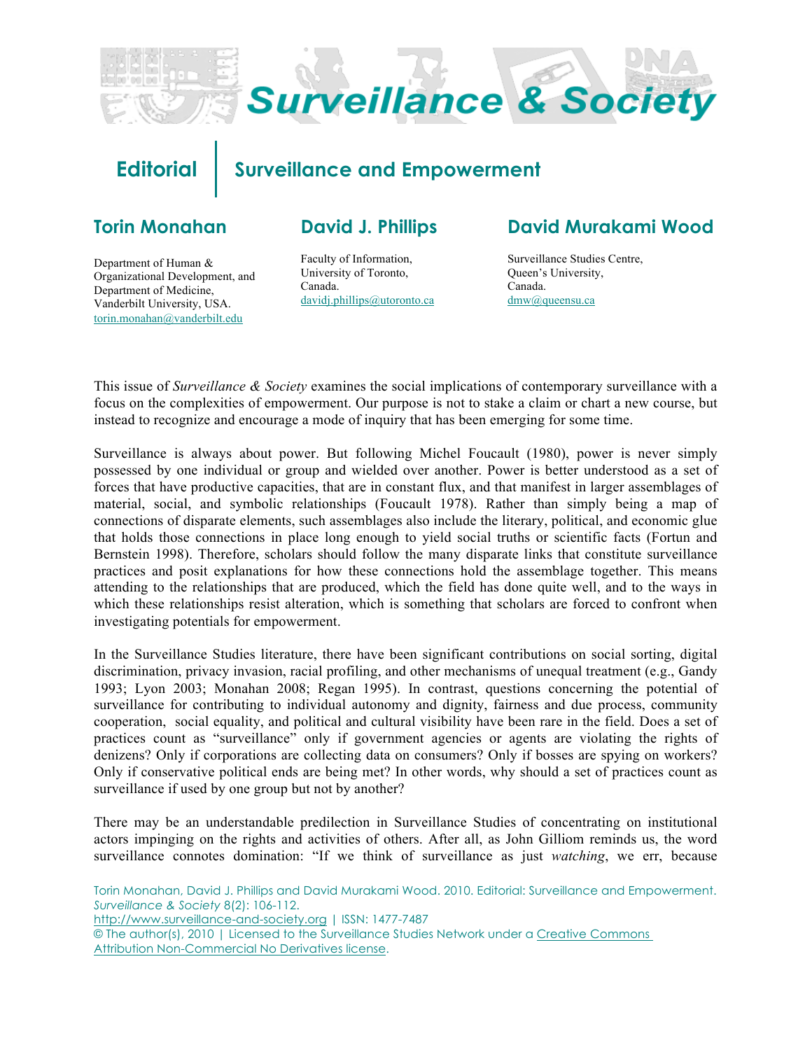# Editorial | Surveillance and Empowerment

## Torin Monahan

Department of Human & Organizational Development, and Department of Medicine, Vanderbilt University, USA.
torin.monahan@vanderbilt.edu

## David J. Phillips

Faculty of Information, University of Toronto, Canada.
davidj.phillips@utoronto.ca

## David Murakami Wood

Surveillance Studies Centre, Queen's University, Canada.
dmw@queensu.ca

This issue of *Surveillance & Society* examines the social implications of contemporary surveillance with a focus on the complexities of empowerment. Our purpose is not to stake a claim or chart a new course, but instead to recognize and encourage a mode of inquiry that has been emerging for some time.

Surveillance is always about power. But following Michel Foucault (1980), power is never simply possessed by one individual or group and wielded over another. Power is better understood as a set of forces that have productive capacities, that are in constant flux, and that manifest in larger assemblages of material, social, and symbolic relationships (Foucault 1978). Rather than simply being a map of connections of disparate elements, such assemblages also include the literary, political, and economic glue that holds those connections in place long enough to yield social truths or scientific facts (Fortun and Bernstein 1998). Therefore, scholars should follow the many disparate links that constitute surveillance practices and posit explanations for how these connections hold the assemblage together. This means attending to the relationships that are produced, which the field has done quite well, and to the ways in which these relationships resist alteration, which is something that scholars are forced to confront when investigating potentials for empowerment.

In the Surveillance Studies literature, there have been significant contributions on social sorting, digital discrimination, privacy invasion, racial profiling, and other mechanisms of unequal treatment (e.g., Gandy 1993; Lyon 2003; Monahan 2008; Regan 1995). In contrast, questions concerning the potential of surveillance for contributing to individual autonomy and dignity, fairness and due process, community cooperation, social equality, and political and cultural visibility have been rare in the field. Does a set of practices count as "surveillance" only if government agencies or agents are violating the rights of denizens? Only if corporations are collecting data on consumers? Only if bosses are spying on workers? Only if conservative political ends are being met? In other words, why should a set of practices count as surveillance if used by one group but not by another?

There may be an understandable predilection in Surveillance Studies of concentrating on institutional actors impinging on the rights and activities of others. After all, as John Gilliom reminds us, the word surveillance connotes domination: "If we think of surveillance as just *watching*, we err, because

Torin Monahan, David J. Phillips and David Murakami Wood. 2010. Editorial: Surveillance and Empowerment. *Surveillance & Society* 8(2): 106-112.
http://www.surveillance-and-society.org | ISSN: 1477-7487
© The author(s), 2010 | Licensed to the Surveillance Studies Network under a Creative Commons Attribution Non-Commercial No Derivatives license.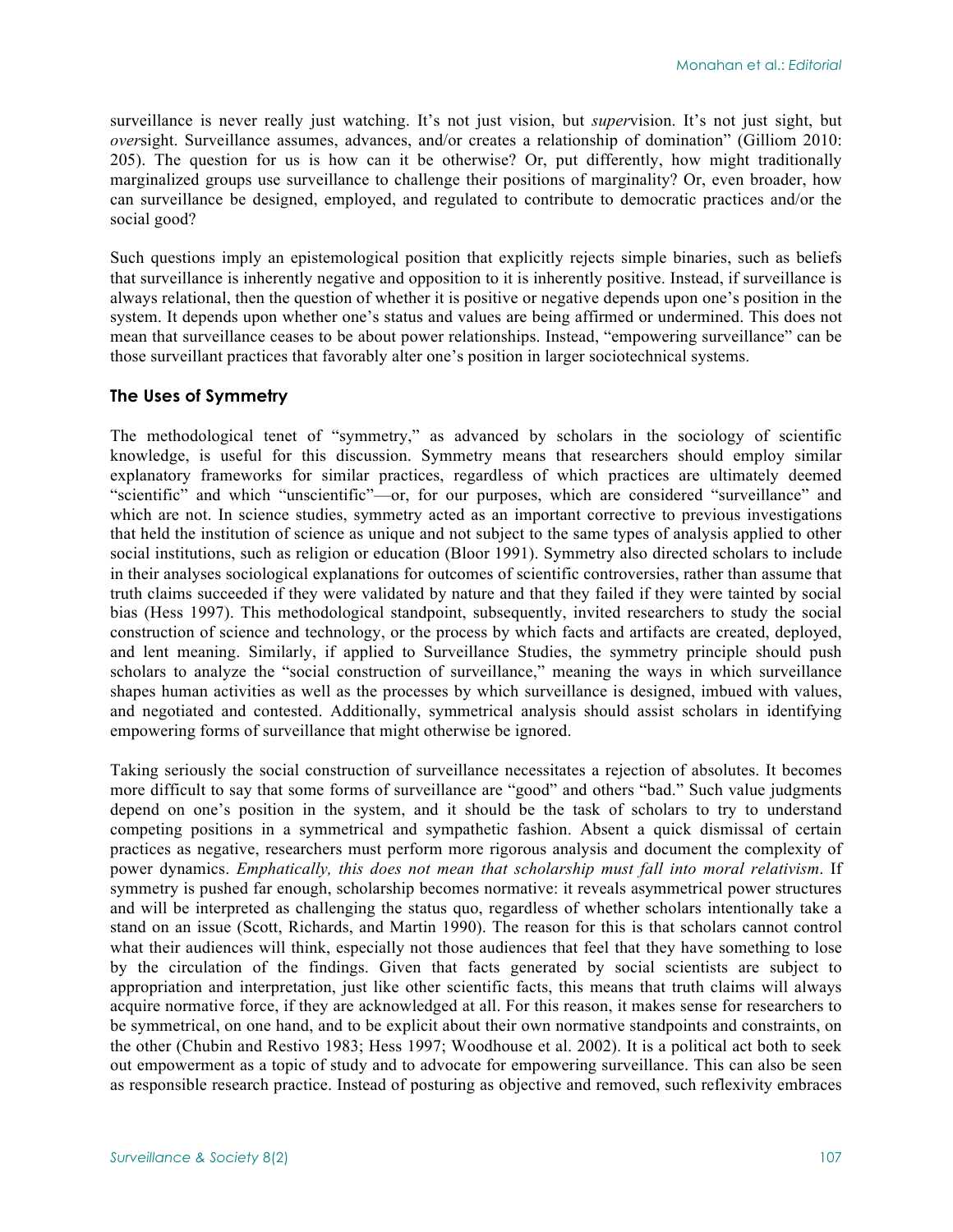surveillance is never really just watching. It's not just vision, but *super*vision. It's not just sight, but *over*sight. Surveillance assumes, advances, and/or creates a relationship of domination" (Gilliom 2010: 205). The question for us is how can it be otherwise? Or, put differently, how might traditionally marginalized groups use surveillance to challenge their positions of marginality? Or, even broader, how can surveillance be designed, employed, and regulated to contribute to democratic practices and/or the social good?

Such questions imply an epistemological position that explicitly rejects simple binaries, such as beliefs that surveillance is inherently negative and opposition to it is inherently positive. Instead, if surveillance is always relational, then the question of whether it is positive or negative depends upon one's position in the system. It depends upon whether one's status and values are being affirmed or undermined. This does not mean that surveillance ceases to be about power relationships. Instead, "empowering surveillance" can be those surveillant practices that favorably alter one's position in larger sociotechnical systems.

## The Uses of Symmetry

The methodological tenet of "symmetry," as advanced by scholars in the sociology of scientific knowledge, is useful for this discussion. Symmetry means that researchers should employ similar explanatory frameworks for similar practices, regardless of which practices are ultimately deemed "scientific" and which "unscientific"—or, for our purposes, which are considered "surveillance" and which are not. In science studies, symmetry acted as an important corrective to previous investigations that held the institution of science as unique and not subject to the same types of analysis applied to other social institutions, such as religion or education (Bloor 1991). Symmetry also directed scholars to include in their analyses sociological explanations for outcomes of scientific controversies, rather than assume that truth claims succeeded if they were validated by nature and that they failed if they were tainted by social bias (Hess 1997). This methodological standpoint, subsequently, invited researchers to study the social construction of science and technology, or the process by which facts and artifacts are created, deployed, and lent meaning. Similarly, if applied to Surveillance Studies, the symmetry principle should push scholars to analyze the "social construction of surveillance," meaning the ways in which surveillance shapes human activities as well as the processes by which surveillance is designed, imbued with values, and negotiated and contested. Additionally, symmetrical analysis should assist scholars in identifying empowering forms of surveillance that might otherwise be ignored.

Taking seriously the social construction of surveillance necessitates a rejection of absolutes. It becomes more difficult to say that some forms of surveillance are "good" and others "bad." Such value judgments depend on one's position in the system, and it should be the task of scholars to try to understand competing positions in a symmetrical and sympathetic fashion. Absent a quick dismissal of certain practices as negative, researchers must perform more rigorous analysis and document the complexity of power dynamics. *Emphatically, this does not mean that scholarship must fall into moral relativism*. If symmetry is pushed far enough, scholarship becomes normative: it reveals asymmetrical power structures and will be interpreted as challenging the status quo, regardless of whether scholars intentionally take a stand on an issue (Scott, Richards, and Martin 1990). The reason for this is that scholars cannot control what their audiences will think, especially not those audiences that feel that they have something to lose by the circulation of the findings. Given that facts generated by social scientists are subject to appropriation and interpretation, just like other scientific facts, this means that truth claims will always acquire normative force, if they are acknowledged at all. For this reason, it makes sense for researchers to be symmetrical, on one hand, and to be explicit about their own normative standpoints and constraints, on the other (Chubin and Restivo 1983; Hess 1997; Woodhouse et al. 2002). It is a political act both to seek out empowerment as a topic of study and to advocate for empowering surveillance. This can also be seen as responsible research practice. Instead of posturing as objective and removed, such reflexivity embraces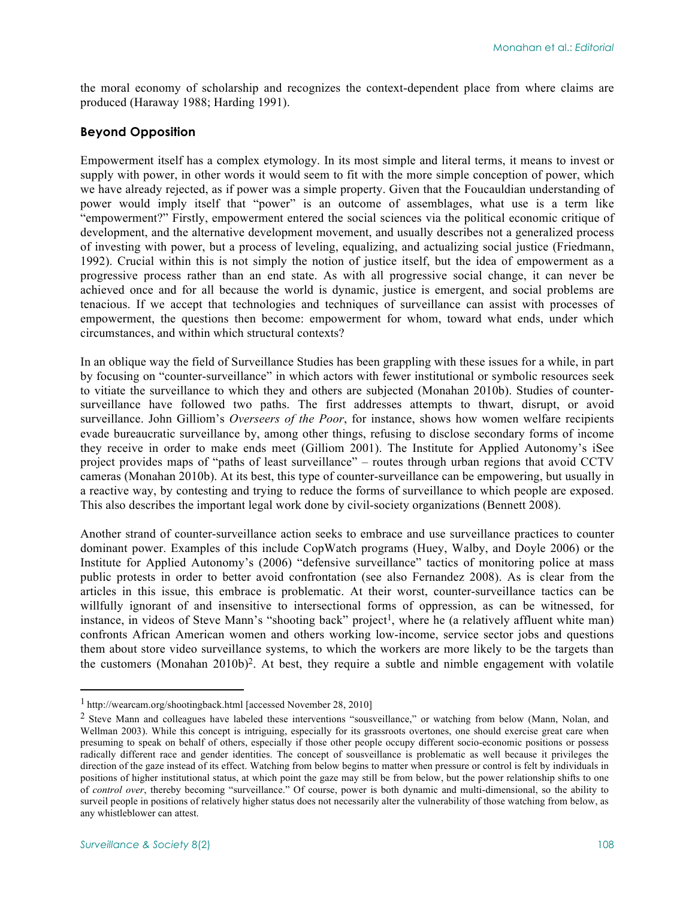the moral economy of scholarship and recognizes the context-dependent place from where claims are produced (Haraway 1988; Harding 1991).

## Beyond Opposition

Empowerment itself has a complex etymology. In its most simple and literal terms, it means to invest or supply with power, in other words it would seem to fit with the more simple conception of power, which we have already rejected, as if power was a simple property. Given that the Foucauldian understanding of power would imply itself that "power" is an outcome of assemblages, what use is a term like "empowerment?" Firstly, empowerment entered the social sciences via the political economic critique of development, and the alternative development movement, and usually describes not a generalized process of investing with power, but a process of leveling, equalizing, and actualizing social justice (Friedmann, 1992). Crucial within this is not simply the notion of justice itself, but the idea of empowerment as a progressive process rather than an end state. As with all progressive social change, it can never be achieved once and for all because the world is dynamic, justice is emergent, and social problems are tenacious. If we accept that technologies and techniques of surveillance can assist with processes of empowerment, the questions then become: empowerment for whom, toward what ends, under which circumstances, and within which structural contexts?

In an oblique way the field of Surveillance Studies has been grappling with these issues for a while, in part by focusing on "counter-surveillance" in which actors with fewer institutional or symbolic resources seek to vitiate the surveillance to which they and others are subjected (Monahan 2010b). Studies of counter-surveillance have followed two paths. The first addresses attempts to thwart, disrupt, or avoid surveillance. John Gilliom's *Overseers of the Poor*, for instance, shows how women welfare recipients evade bureaucratic surveillance by, among other things, refusing to disclose secondary forms of income they receive in order to make ends meet (Gilliom 2001). The Institute for Applied Autonomy's iSee project provides maps of "paths of least surveillance" – routes through urban regions that avoid CCTV cameras (Monahan 2010b). At its best, this type of counter-surveillance can be empowering, but usually in a reactive way, by contesting and trying to reduce the forms of surveillance to which people are exposed. This also describes the important legal work done by civil-society organizations (Bennett 2008).

Another strand of counter-surveillance action seeks to embrace and use surveillance practices to counter dominant power. Examples of this include CopWatch programs (Huey, Walby, and Doyle 2006) or the Institute for Applied Autonomy's (2006) "defensive surveillance" tactics of monitoring police at mass public protests in order to better avoid confrontation (see also Fernandez 2008). As is clear from the articles in this issue, this embrace is problematic. At their worst, counter-surveillance tactics can be willfully ignorant of and insensitive to intersectional forms of oppression, as can be witnessed, for instance, in videos of Steve Mann's "shooting back" project[1], where he (a relatively affluent white man) confronts African American women and others working low-income, service sector jobs and questions them about store video surveillance systems, to which the workers are more likely to be the targets than the customers (Monahan 2010b)[2]. At best, they require a subtle and nimble engagement with volatile

[1] http://wearcam.org/shootingback.html [accessed November 28, 2010]

[2] Steve Mann and colleagues have labeled these interventions "sousveillance," or watching from below (Mann, Nolan, and Wellman 2003). While this concept is intriguing, especially for its grassroots overtones, one should exercise great care when presuming to speak on behalf of others, especially if those other people occupy different socio-economic positions or possess radically different race and gender identities. The concept of sousveillance is problematic as well because it privileges the direction of the gaze instead of its effect. Watching from below begins to matter when pressure or control is felt by individuals in positions of higher institutional status, at which point the gaze may still be from below, but the power relationship shifts to one of *control over*, thereby becoming "surveillance." Of course, power is both dynamic and multi-dimensional, so the ability to surveil people in positions of relatively higher status does not necessarily alter the vulnerability of those watching from below, as any whistleblower can attest.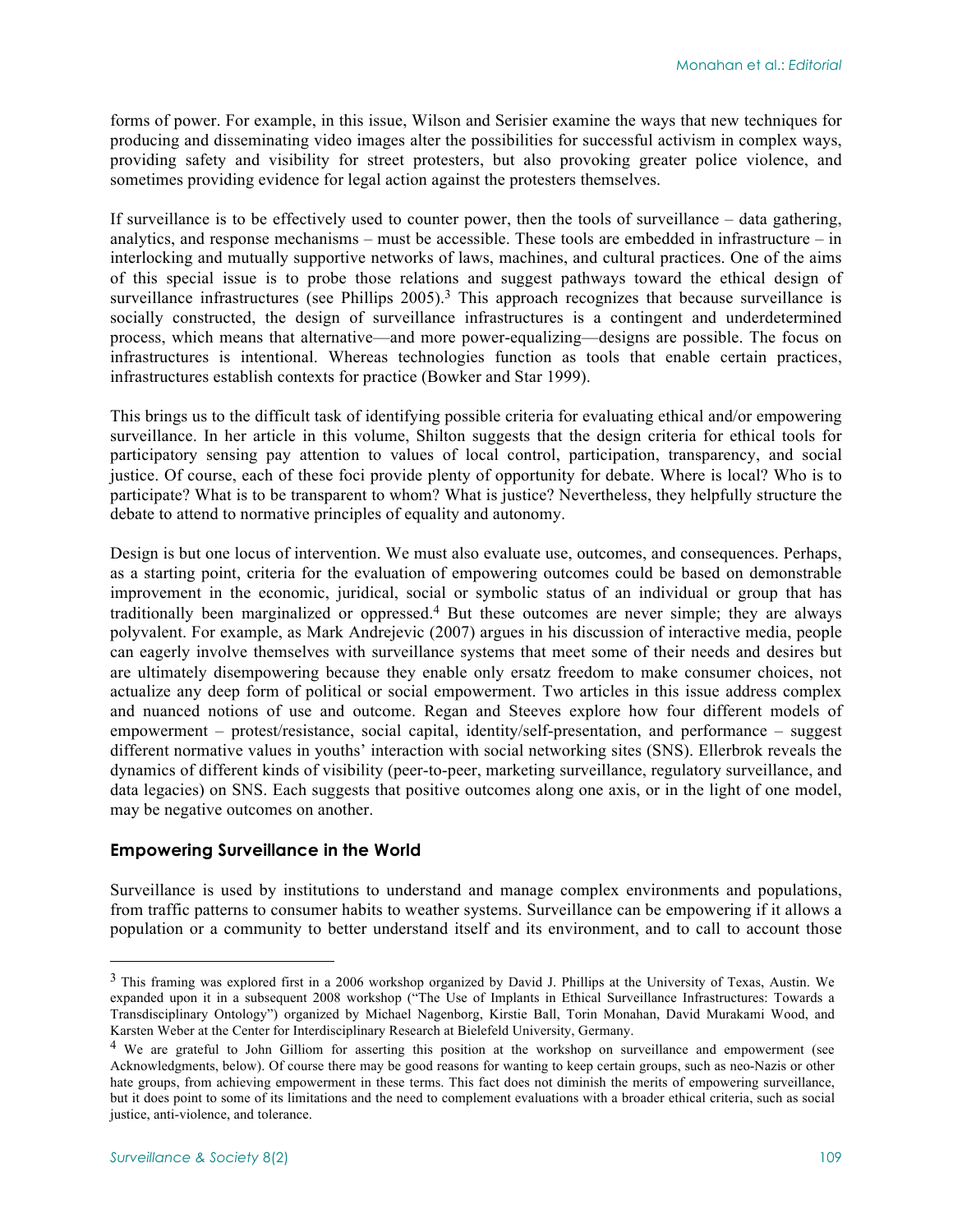forms of power. For example, in this issue, Wilson and Serisier examine the ways that new techniques for producing and disseminating video images alter the possibilities for successful activism in complex ways, providing safety and visibility for street protesters, but also provoking greater police violence, and sometimes providing evidence for legal action against the protesters themselves.

If surveillance is to be effectively used to counter power, then the tools of surveillance – data gathering, analytics, and response mechanisms – must be accessible. These tools are embedded in infrastructure – in interlocking and mutually supportive networks of laws, machines, and cultural practices. One of the aims of this special issue is to probe those relations and suggest pathways toward the ethical design of surveillance infrastructures (see Phillips 2005).[3] This approach recognizes that because surveillance is socially constructed, the design of surveillance infrastructures is a contingent and underdetermined process, which means that alternative—and more power-equalizing—designs are possible. The focus on infrastructures is intentional. Whereas technologies function as tools that enable certain practices, infrastructures establish contexts for practice (Bowker and Star 1999).

This brings us to the difficult task of identifying possible criteria for evaluating ethical and/or empowering surveillance. In her article in this volume, Shilton suggests that the design criteria for ethical tools for participatory sensing pay attention to values of local control, participation, transparency, and social justice. Of course, each of these foci provide plenty of opportunity for debate. Where is local? Who is to participate? What is to be transparent to whom? What is justice? Nevertheless, they helpfully structure the debate to attend to normative principles of equality and autonomy.

Design is but one locus of intervention. We must also evaluate use, outcomes, and consequences. Perhaps, as a starting point, criteria for the evaluation of empowering outcomes could be based on demonstrable improvement in the economic, juridical, social or symbolic status of an individual or group that has traditionally been marginalized or oppressed.[4] But these outcomes are never simple; they are always polyvalent. For example, as Mark Andrejevic (2007) argues in his discussion of interactive media, people can eagerly involve themselves with surveillance systems that meet some of their needs and desires but are ultimately disempowering because they enable only ersatz freedom to make consumer choices, not actualize any deep form of political or social empowerment. Two articles in this issue address complex and nuanced notions of use and outcome. Regan and Steeves explore how four different models of empowerment – protest/resistance, social capital, identity/self-presentation, and performance – suggest different normative values in youths' interaction with social networking sites (SNS). Ellerbrok reveals the dynamics of different kinds of visibility (peer-to-peer, marketing surveillance, regulatory surveillance, and data legacies) on SNS. Each suggests that positive outcomes along one axis, or in the light of one model, may be negative outcomes on another.

### Empowering Surveillance in the World

Surveillance is used by institutions to understand and manage complex environments and populations, from traffic patterns to consumer habits to weather systems. Surveillance can be empowering if it allows a population or a community to better understand itself and its environment, and to call to account those

---

[3] This framing was explored first in a 2006 workshop organized by David J. Phillips at the University of Texas, Austin. We expanded upon it in a subsequent 2008 workshop ("The Use of Implants in Ethical Surveillance Infrastructures: Towards a Transdisciplinary Ontology") organized by Michael Nagenborg, Kirstie Ball, Torin Monahan, David Murakami Wood, and Karsten Weber at the Center for Interdisciplinary Research at Bielefeld University, Germany.

[4] We are grateful to John Gilliom for asserting this position at the workshop on surveillance and empowerment (see Acknowledgments, below). Of course there may be good reasons for wanting to keep certain groups, such as neo-Nazis or other hate groups, from achieving empowerment in these terms. This fact does not diminish the merits of empowering surveillance, but it does point to some of its limitations and the need to complement evaluations with a broader ethical criteria, such as social justice, anti-violence, and tolerance.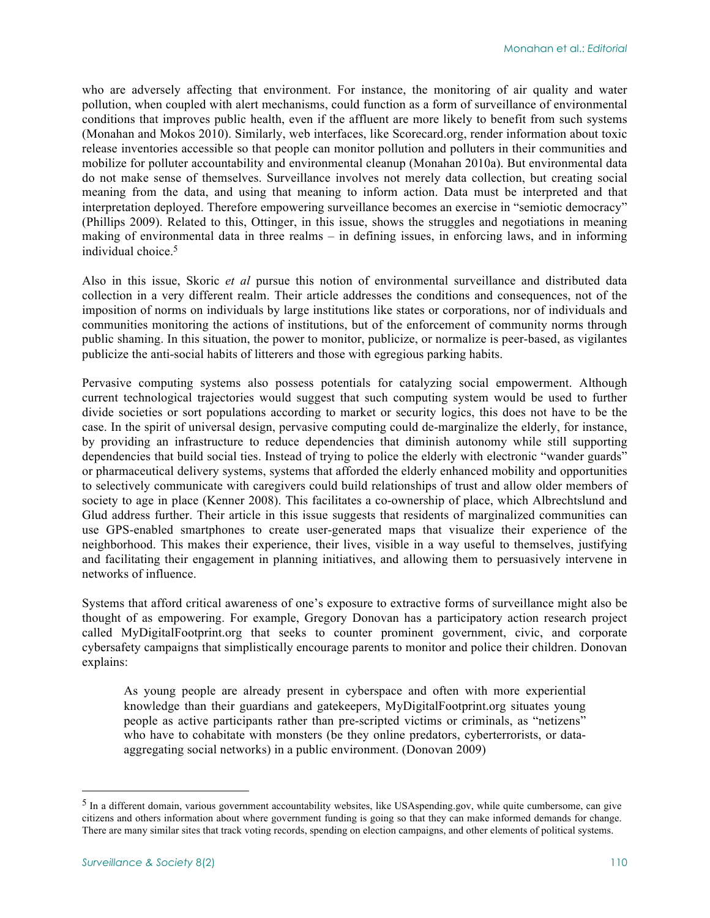who are adversely affecting that environment. For instance, the monitoring of air quality and water pollution, when coupled with alert mechanisms, could function as a form of surveillance of environmental conditions that improves public health, even if the affluent are more likely to benefit from such systems (Monahan and Mokos 2010). Similarly, web interfaces, like Scorecard.org, render information about toxic release inventories accessible so that people can monitor pollution and polluters in their communities and mobilize for polluter accountability and environmental cleanup (Monahan 2010a). But environmental data do not make sense of themselves. Surveillance involves not merely data collection, but creating social meaning from the data, and using that meaning to inform action. Data must be interpreted and that interpretation deployed. Therefore empowering surveillance becomes an exercise in "semiotic democracy" (Phillips 2009). Related to this, Ottinger, in this issue, shows the struggles and negotiations in meaning making of environmental data in three realms – in defining issues, in enforcing laws, and in informing individual choice.[5]

Also in this issue, Skoric *et al* pursue this notion of environmental surveillance and distributed data collection in a very different realm. Their article addresses the conditions and consequences, not of the imposition of norms on individuals by large institutions like states or corporations, nor of individuals and communities monitoring the actions of institutions, but of the enforcement of community norms through public shaming. In this situation, the power to monitor, publicize, or normalize is peer-based, as vigilantes publicize the anti-social habits of litterers and those with egregious parking habits.

Pervasive computing systems also possess potentials for catalyzing social empowerment. Although current technological trajectories would suggest that such computing system would be used to further divide societies or sort populations according to market or security logics, this does not have to be the case. In the spirit of universal design, pervasive computing could de-marginalize the elderly, for instance, by providing an infrastructure to reduce dependencies that diminish autonomy while still supporting dependencies that build social ties. Instead of trying to police the elderly with electronic "wander guards" or pharmaceutical delivery systems, systems that afforded the elderly enhanced mobility and opportunities to selectively communicate with caregivers could build relationships of trust and allow older members of society to age in place (Kenner 2008). This facilitates a co-ownership of place, which Albrechtslund and Glud address further. Their article in this issue suggests that residents of marginalized communities can use GPS-enabled smartphones to create user-generated maps that visualize their experience of the neighborhood. This makes their experience, their lives, visible in a way useful to themselves, justifying and facilitating their engagement in planning initiatives, and allowing them to persuasively intervene in networks of influence.

Systems that afford critical awareness of one's exposure to extractive forms of surveillance might also be thought of as empowering. For example, Gregory Donovan has a participatory action research project called MyDigitalFootprint.org that seeks to counter prominent government, civic, and corporate cybersafety campaigns that simplistically encourage parents to monitor and police their children. Donovan explains:

> As young people are already present in cyberspace and often with more experiential knowledge than their guardians and gatekeepers, MyDigitalFootprint.org situates young people as active participants rather than pre-scripted victims or criminals, as "netizens" who have to cohabitate with monsters (be they online predators, cyberterrorists, or data-aggregating social networks) in a public environment. (Donovan 2009)

---

[5] In a different domain, various government accountability websites, like USAspending.gov, while quite cumbersome, can give citizens and others information about where government funding is going so that they can make informed demands for change. There are many similar sites that track voting records, spending on election campaigns, and other elements of political systems.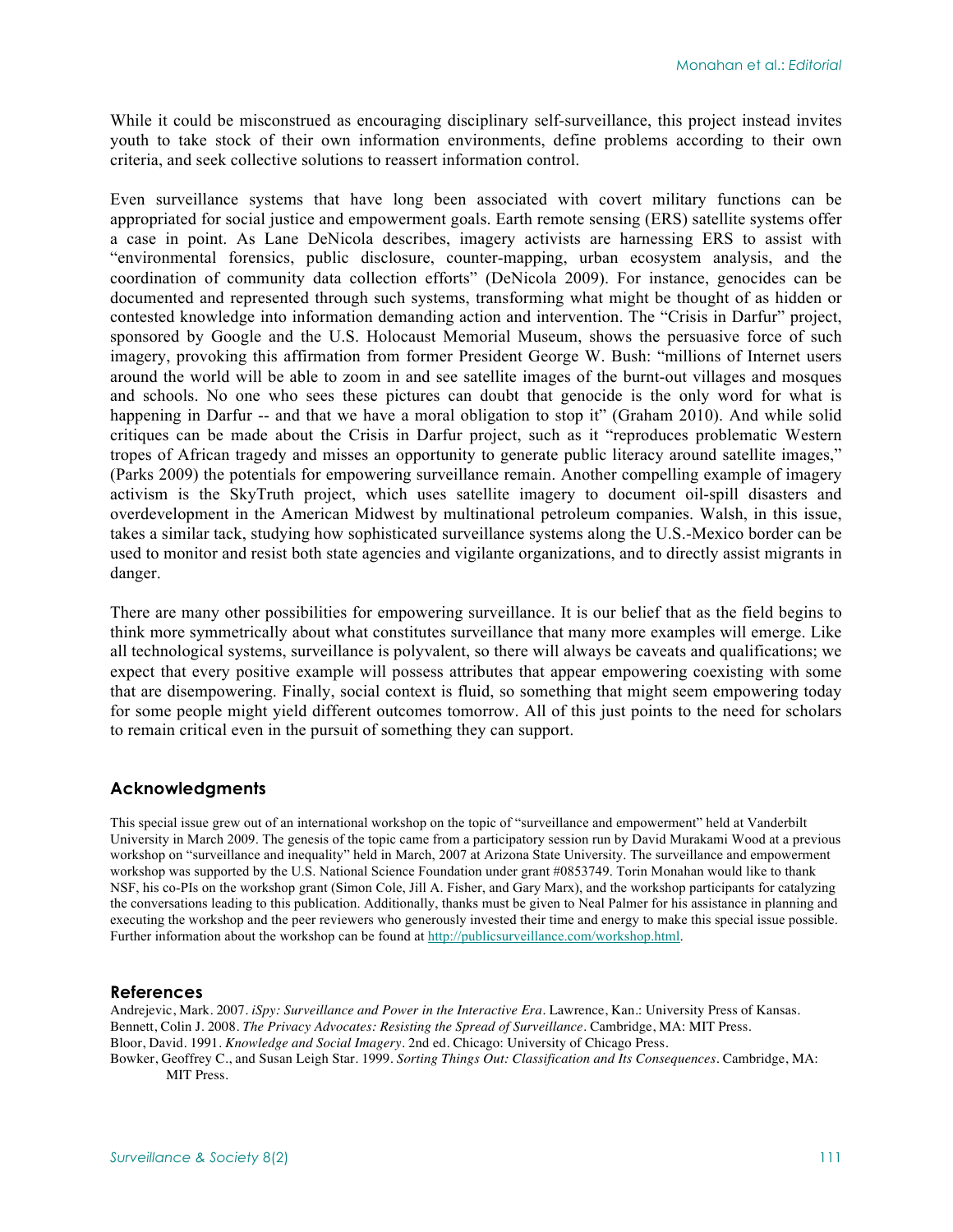While it could be misconstrued as encouraging disciplinary self-surveillance, this project instead invites youth to take stock of their own information environments, define problems according to their own criteria, and seek collective solutions to reassert information control.

Even surveillance systems that have long been associated with covert military functions can be appropriated for social justice and empowerment goals. Earth remote sensing (ERS) satellite systems offer a case in point. As Lane DeNicola describes, imagery activists are harnessing ERS to assist with "environmental forensics, public disclosure, counter-mapping, urban ecosystem analysis, and the coordination of community data collection efforts" (DeNicola 2009). For instance, genocides can be documented and represented through such systems, transforming what might be thought of as hidden or contested knowledge into information demanding action and intervention. The "Crisis in Darfur" project, sponsored by Google and the U.S. Holocaust Memorial Museum, shows the persuasive force of such imagery, provoking this affirmation from former President George W. Bush: "millions of Internet users around the world will be able to zoom in and see satellite images of the burnt-out villages and mosques and schools. No one who sees these pictures can doubt that genocide is the only word for what is happening in Darfur -- and that we have a moral obligation to stop it" (Graham 2010). And while solid critiques can be made about the Crisis in Darfur project, such as it "reproduces problematic Western tropes of African tragedy and misses an opportunity to generate public literacy around satellite images," (Parks 2009) the potentials for empowering surveillance remain. Another compelling example of imagery activism is the SkyTruth project, which uses satellite imagery to document oil-spill disasters and overdevelopment in the American Midwest by multinational petroleum companies. Walsh, in this issue, takes a similar tack, studying how sophisticated surveillance systems along the U.S.-Mexico border can be used to monitor and resist both state agencies and vigilante organizations, and to directly assist migrants in danger.

There are many other possibilities for empowering surveillance. It is our belief that as the field begins to think more symmetrically about what constitutes surveillance that many more examples will emerge. Like all technological systems, surveillance is polyvalent, so there will always be caveats and qualifications; we expect that every positive example will possess attributes that appear empowering coexisting with some that are disempowering. Finally, social context is fluid, so something that might seem empowering today for some people might yield different outcomes tomorrow. All of this just points to the need for scholars to remain critical even in the pursuit of something they can support.

## Acknowledgments

This special issue grew out of an international workshop on the topic of "surveillance and empowerment" held at Vanderbilt University in March 2009. The genesis of the topic came from a participatory session run by David Murakami Wood at a previous workshop on "surveillance and inequality" held in March, 2007 at Arizona State University. The surveillance and empowerment workshop was supported by the U.S. National Science Foundation under grant #0853749. Torin Monahan would like to thank NSF, his co-PIs on the workshop grant (Simon Cole, Jill A. Fisher, and Gary Marx), and the workshop participants for catalyzing the conversations leading to this publication. Additionally, thanks must be given to Neal Palmer for his assistance in planning and executing the workshop and the peer reviewers who generously invested their time and energy to make this special issue possible. Further information about the workshop can be found at http://publicsurveillance.com/workshop.html.

## References

Andrejevic, Mark. 2007. *iSpy: Surveillance and Power in the Interactive Era*. Lawrence, Kan.: University Press of Kansas.

Bennett, Colin J. 2008. *The Privacy Advocates: Resisting the Spread of Surveillance*. Cambridge, MA: MIT Press.

Bloor, David. 1991. *Knowledge and Social Imagery*. 2nd ed. Chicago: University of Chicago Press.

Bowker, Geoffrey C., and Susan Leigh Star. 1999. *Sorting Things Out: Classification and Its Consequences*. Cambridge, MA: MIT Press.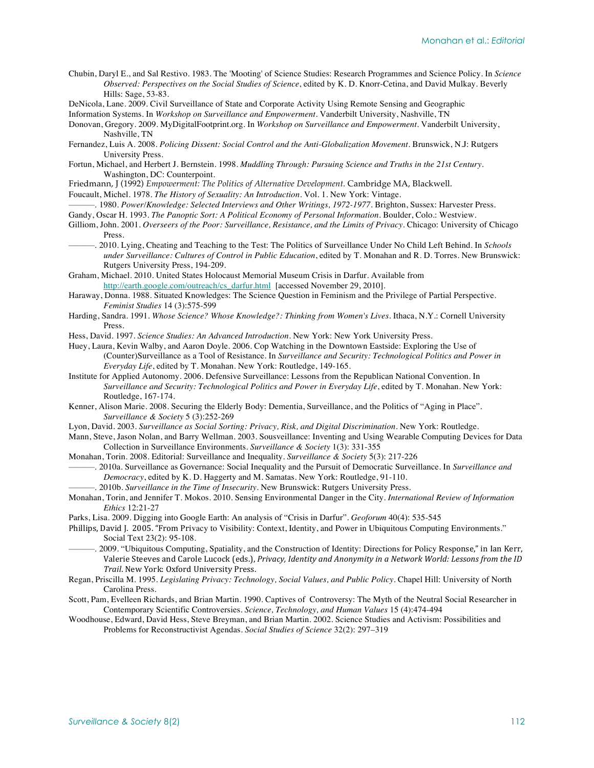Chubin, Daryl E., and Sal Restivo. 1983. The 'Mooting' of Science Studies: Research Programmes and Science Policy. In *Science Observed: Perspectives on the Social Studies of Science*, edited by K. D. Knorr-Cetina, and David Mulkay. Beverly Hills: Sage, 53-83.

DeNicola, Lane. 2009. Civil Surveillance of State and Corporate Activity Using Remote Sensing and Geographic Information Systems. In *Workshop on Surveillance and Empowerment*. Vanderbilt University, Nashville, TN

Donovan, Gregory. 2009. MyDigitalFootprint.org. In *Workshop on Surveillance and Empowerment*. Vanderbilt University, Nashville, TN

Fernandez, Luis A. 2008. *Policing Dissent: Social Control and the Anti-Globalization Movement*. Brunswick, N.J: Rutgers University Press.

Fortun, Michael, and Herbert J. Bernstein. 1998. *Muddling Through: Pursuing Science and Truths in the 21st Century*. Washington, DC: Counterpoint.

Friedmann, J (1992) *Empowerment: The Politics of Alternative Development*. Cambridge MA, Blackwell.

Foucault, Michel. 1978. *The History of Sexuality: An Introduction*. Vol. 1. New York: Vintage.

———. 1980. *Power/Knowledge: Selected Interviews and Other Writings, 1972-1977*. Brighton, Sussex: Harvester Press.

Gandy, Oscar H. 1993. *The Panoptic Sort: A Political Economy of Personal Information*. Boulder, Colo.: Westview.

Gilliom, John. 2001. *Overseers of the Poor: Surveillance, Resistance, and the Limits of Privacy*. Chicago: University of Chicago Press.

———. 2010. Lying, Cheating and Teaching to the Test: The Politics of Surveillance Under No Child Left Behind. In *Schools under Surveillance: Cultures of Control in Public Education*, edited by T. Monahan and R. D. Torres. New Brunswick: Rutgers University Press, 194-209.

Graham, Michael. 2010. United States Holocaust Memorial Museum Crisis in Darfur. Available from http://earth.google.com/outreach/cs_darfur.html [accessed November 29, 2010].

Haraway, Donna. 1988. Situated Knowledges: The Science Question in Feminism and the Privilege of Partial Perspective. *Feminist Studies* 14 (3):575-599

Harding, Sandra. 1991. *Whose Science? Whose Knowledge?: Thinking from Women's Lives*. Ithaca, N.Y.: Cornell University Press.

Hess, David. 1997. *Science Studies: An Advanced Introduction*. New York: New York University Press.

Huey, Laura, Kevin Walby, and Aaron Doyle. 2006. Cop Watching in the Downtown Eastside: Exploring the Use of (Counter)Surveillance as a Tool of Resistance. In *Surveillance and Security: Technological Politics and Power in Everyday Life*, edited by T. Monahan. New York: Routledge, 149-165.

Institute for Applied Autonomy. 2006. Defensive Surveillance: Lessons from the Republican National Convention. In *Surveillance and Security: Technological Politics and Power in Everyday Life*, edited by T. Monahan. New York: Routledge, 167-174.

Kenner, Alison Marie. 2008. Securing the Elderly Body: Dementia, Surveillance, and the Politics of "Aging in Place". *Surveillance & Society* 5 (3):252-269

Lyon, David. 2003. *Surveillance as Social Sorting: Privacy, Risk, and Digital Discrimination*. New York: Routledge.

Mann, Steve, Jason Nolan, and Barry Wellman. 2003. Sousveillance: Inventing and Using Wearable Computing Devices for Data Collection in Surveillance Environments. *Surveillance & Society* 1(3): 331-355

Monahan, Torin. 2008. Editorial: Surveillance and Inequality. *Surveillance & Society* 5(3): 217-226

———. 2010a. Surveillance as Governance: Social Inequality and the Pursuit of Democratic Surveillance. In *Surveillance and Democracy*, edited by K. D. Haggerty and M. Samatas. New York: Routledge, 91-110.

———. 2010b. *Surveillance in the Time of Insecurity*. New Brunswick: Rutgers University Press.

Monahan, Torin, and Jennifer T. Mokos. 2010. Sensing Environmental Danger in the City. *International Review of Information Ethics* 12:21-27

Parks, Lisa. 2009. Digging into Google Earth: An analysis of "Crisis in Darfur". *Geoforum* 40(4): 535-545

Phillips, David J. 2005. "From Privacy to Visibility: Context, Identity, and Power in Ubiquitous Computing Environments." Social Text 23(2): 95-108.

———. 2009. "Ubiquitous Computing, Spatiality, and the Construction of Identity: Directions for Policy Response," in Ian Kerr, Valerie Steeves and Carole Lucock (eds.), *Privacy, Identity and Anonymity in a Network World: Lessons from the ID Trail*. New York: Oxford University Press.

Regan, Priscilla M. 1995. *Legislating Privacy: Technology, Social Values, and Public Policy*. Chapel Hill: University of North Carolina Press.

Scott, Pam, Evelleen Richards, and Brian Martin. 1990. Captives of Controversy: The Myth of the Neutral Social Researcher in Contemporary Scientific Controversies. *Science, Technology, and Human Values* 15 (4):474-494

Woodhouse, Edward, David Hess, Steve Breyman, and Brian Martin. 2002. Science Studies and Activism: Possibilities and Problems for Reconstructivist Agendas. *Social Studies of Science* 32(2): 297–319